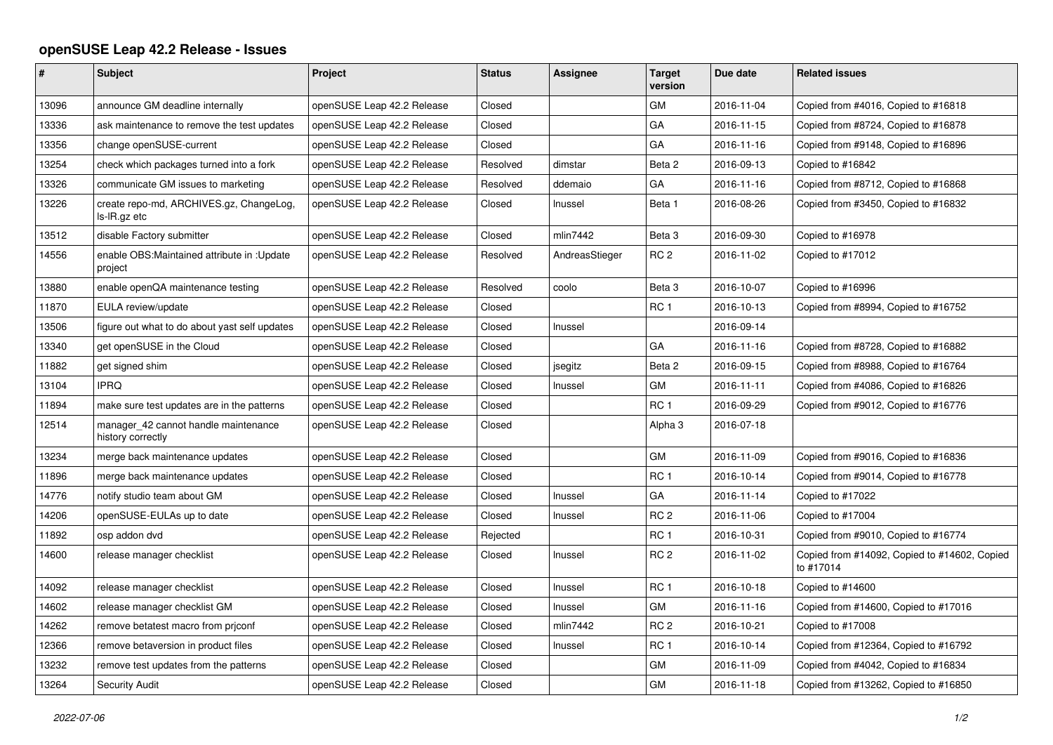# openSUSE Leap 42.2 Release - Issues

| # | Subject | Project | Status | Assignee | Target version | Due date | Related issues |
|---|---|---|---|---|---|---|---|
| 13096 | announce GM deadline internally | openSUSE Leap 42.2 Release | Closed | | GM | 2016-11-04 | Copied from #4016, Copied to #16818 |
| 13336 | ask maintenance to remove the test updates | openSUSE Leap 42.2 Release | Closed | | GA | 2016-11-15 | Copied from #8724, Copied to #16878 |
| 13356 | change openSUSE-current | openSUSE Leap 42.2 Release | Closed | | GA | 2016-11-16 | Copied from #9148, Copied to #16896 |
| 13254 | check which packages turned into a fork | openSUSE Leap 42.2 Release | Resolved | dimstar | Beta 2 | 2016-09-13 | Copied to #16842 |
| 13326 | communicate GM issues to marketing | openSUSE Leap 42.2 Release | Resolved | ddemaio | GA | 2016-11-16 | Copied from #8712, Copied to #16868 |
| 13226 | create repo-md, ARCHIVES.gz, ChangeLog, ls-lR.gz etc | openSUSE Leap 42.2 Release | Closed | lnussel | Beta 1 | 2016-08-26 | Copied from #3450, Copied to #16832 |
| 13512 | disable Factory submitter | openSUSE Leap 42.2 Release | Closed | mlin7442 | Beta 3 | 2016-09-30 | Copied to #16978 |
| 14556 | enable OBS:Maintained attribute in :Update project | openSUSE Leap 42.2 Release | Resolved | AndreasStieger | RC 2 | 2016-11-02 | Copied to #17012 |
| 13880 | enable openQA maintenance testing | openSUSE Leap 42.2 Release | Resolved | coolo | Beta 3 | 2016-10-07 | Copied to #16996 |
| 11870 | EULA review/update | openSUSE Leap 42.2 Release | Closed | | RC 1 | 2016-10-13 | Copied from #8994, Copied to #16752 |
| 13506 | figure out what to do about yast self updates | openSUSE Leap 42.2 Release | Closed | lnussel | | 2016-09-14 | |
| 13340 | get openSUSE in the Cloud | openSUSE Leap 42.2 Release | Closed | | GA | 2016-11-16 | Copied from #8728, Copied to #16882 |
| 11882 | get signed shim | openSUSE Leap 42.2 Release | Closed | jsegitz | Beta 2 | 2016-09-15 | Copied from #8988, Copied to #16764 |
| 13104 | IPRQ | openSUSE Leap 42.2 Release | Closed | lnussel | GM | 2016-11-11 | Copied from #4086, Copied to #16826 |
| 11894 | make sure test updates are in the patterns | openSUSE Leap 42.2 Release | Closed | | RC 1 | 2016-09-29 | Copied from #9012, Copied to #16776 |
| 12514 | manager_42 cannot handle maintenance history correctly | openSUSE Leap 42.2 Release | Closed | | Alpha 3 | 2016-07-18 | |
| 13234 | merge back maintenance updates | openSUSE Leap 42.2 Release | Closed | | GM | 2016-11-09 | Copied from #9016, Copied to #16836 |
| 11896 | merge back maintenance updates | openSUSE Leap 42.2 Release | Closed | | RC 1 | 2016-10-14 | Copied from #9014, Copied to #16778 |
| 14776 | notify studio team about GM | openSUSE Leap 42.2 Release | Closed | lnussel | GA | 2016-11-14 | Copied to #17022 |
| 14206 | openSUSE-EULAs up to date | openSUSE Leap 42.2 Release | Closed | lnussel | RC 2 | 2016-11-06 | Copied to #17004 |
| 11892 | osp addon dvd | openSUSE Leap 42.2 Release | Rejected | | RC 1 | 2016-10-31 | Copied from #9010, Copied to #16774 |
| 14600 | release manager checklist | openSUSE Leap 42.2 Release | Closed | lnussel | RC 2 | 2016-11-02 | Copied from #14092, Copied to #14602, Copied to #17014 |
| 14092 | release manager checklist | openSUSE Leap 42.2 Release | Closed | lnussel | RC 1 | 2016-10-18 | Copied to #14600 |
| 14602 | release manager checklist GM | openSUSE Leap 42.2 Release | Closed | lnussel | GM | 2016-11-16 | Copied from #14600, Copied to #17016 |
| 14262 | remove betatest macro from prjconf | openSUSE Leap 42.2 Release | Closed | mlin7442 | RC 2 | 2016-10-21 | Copied to #17008 |
| 12366 | remove betaversion in product files | openSUSE Leap 42.2 Release | Closed | lnussel | RC 1 | 2016-10-14 | Copied from #12364, Copied to #16792 |
| 13232 | remove test updates from the patterns | openSUSE Leap 42.2 Release | Closed | | GM | 2016-11-09 | Copied from #4042, Copied to #16834 |
| 13264 | Security Audit | openSUSE Leap 42.2 Release | Closed | | GM | 2016-11-18 | Copied from #13262, Copied to #16850 |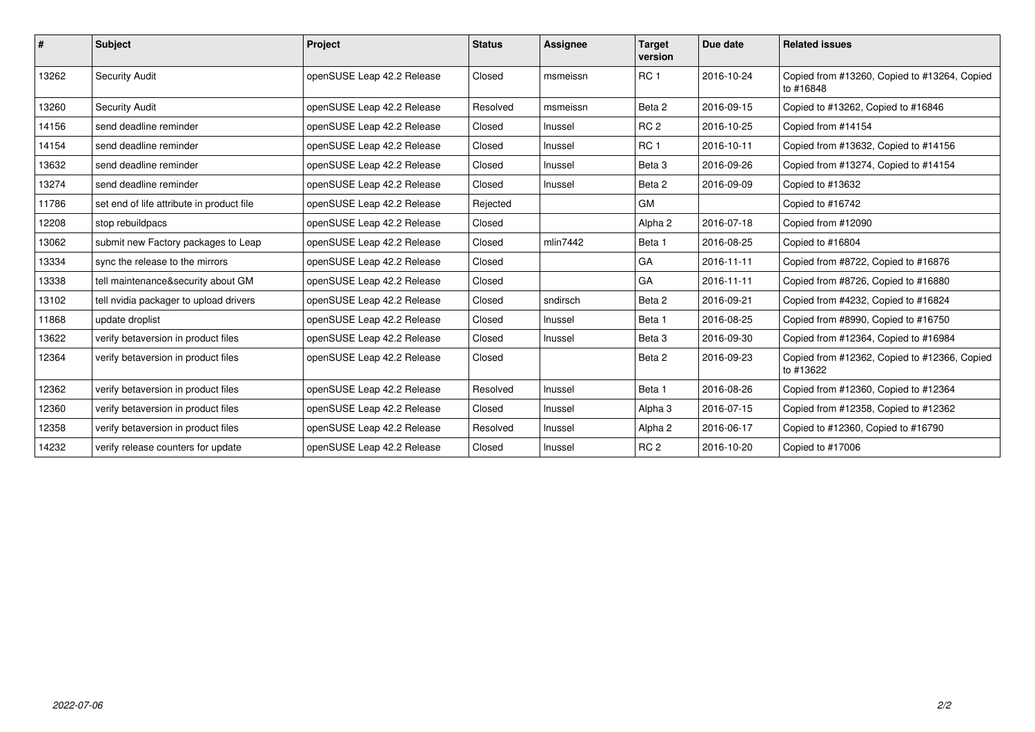| # | Subject | Project | Status | Assignee | Target version | Due date | Related issues |
|---|---|---|---|---|---|---|---|
| 13262 | Security Audit | openSUSE Leap 42.2 Release | Closed | msmeissn | RC 1 | 2016-10-24 | Copied from #13260, Copied to #13264, Copied to #16848 |
| 13260 | Security Audit | openSUSE Leap 42.2 Release | Resolved | msmeissn | Beta 2 | 2016-09-15 | Copied to #13262, Copied to #16846 |
| 14156 | send deadline reminder | openSUSE Leap 42.2 Release | Closed | lnussel | RC 2 | 2016-10-25 | Copied from #14154 |
| 14154 | send deadline reminder | openSUSE Leap 42.2 Release | Closed | lnussel | RC 1 | 2016-10-11 | Copied from #13632, Copied to #14156 |
| 13632 | send deadline reminder | openSUSE Leap 42.2 Release | Closed | lnussel | Beta 3 | 2016-09-26 | Copied from #13274, Copied to #14154 |
| 13274 | send deadline reminder | openSUSE Leap 42.2 Release | Closed | lnussel | Beta 2 | 2016-09-09 | Copied to #13632 |
| 11786 | set end of life attribute in product file | openSUSE Leap 42.2 Release | Rejected | | GM | | Copied to #16742 |
| 12208 | stop rebuildpacs | openSUSE Leap 42.2 Release | Closed | | Alpha 2 | 2016-07-18 | Copied from #12090 |
| 13062 | submit new Factory packages to Leap | openSUSE Leap 42.2 Release | Closed | mlin7442 | Beta 1 | 2016-08-25 | Copied to #16804 |
| 13334 | sync the release to the mirrors | openSUSE Leap 42.2 Release | Closed | | GA | 2016-11-11 | Copied from #8722, Copied to #16876 |
| 13338 | tell maintenance&security about GM | openSUSE Leap 42.2 Release | Closed | | GA | 2016-11-11 | Copied from #8726, Copied to #16880 |
| 13102 | tell nvidia packager to upload drivers | openSUSE Leap 42.2 Release | Closed | sndirsch | Beta 2 | 2016-09-21 | Copied from #4232, Copied to #16824 |
| 11868 | update droplist | openSUSE Leap 42.2 Release | Closed | lnussel | Beta 1 | 2016-08-25 | Copied from #8990, Copied to #16750 |
| 13622 | verify betaversion in product files | openSUSE Leap 42.2 Release | Closed | lnussel | Beta 3 | 2016-09-30 | Copied from #12364, Copied to #16984 |
| 12364 | verify betaversion in product files | openSUSE Leap 42.2 Release | Closed | | Beta 2 | 2016-09-23 | Copied from #12362, Copied to #12366, Copied to #13622 |
| 12362 | verify betaversion in product files | openSUSE Leap 42.2 Release | Resolved | lnussel | Beta 1 | 2016-08-26 | Copied from #12360, Copied to #12364 |
| 12360 | verify betaversion in product files | openSUSE Leap 42.2 Release | Closed | lnussel | Alpha 3 | 2016-07-15 | Copied from #12358, Copied to #12362 |
| 12358 | verify betaversion in product files | openSUSE Leap 42.2 Release | Resolved | lnussel | Alpha 2 | 2016-06-17 | Copied to #12360, Copied to #16790 |
| 14232 | verify release counters for update | openSUSE Leap 42.2 Release | Closed | lnussel | RC 2 | 2016-10-20 | Copied to #17006 |